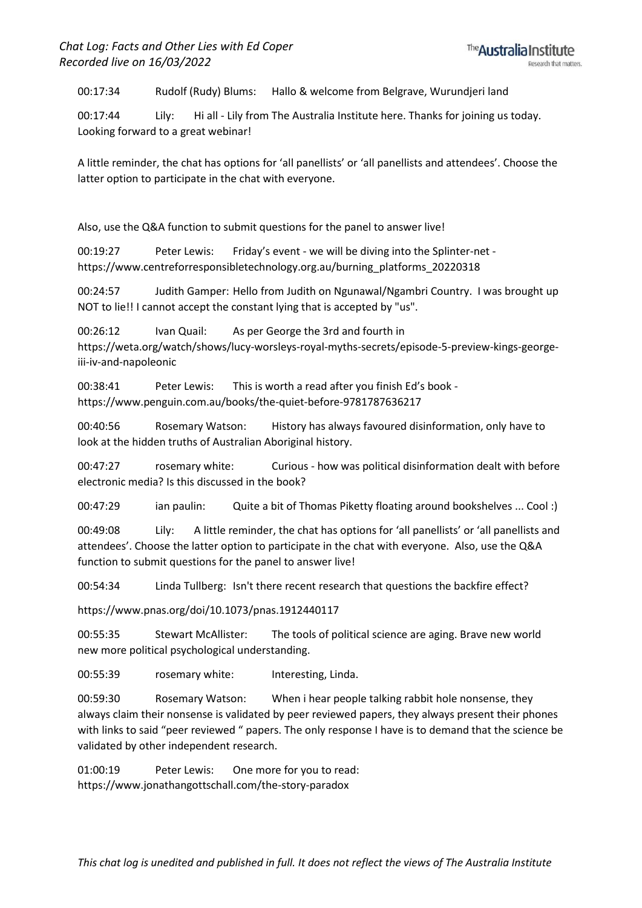*Chat Log: Facts and Other Lies with Ed Coper*
*Recorded live on 16/03/2022*

00:17:34 Rudolf (Rudy) Blums: Hallo & welcome from Belgrave, Wurundjeri land

00:17:44 Lily: Hi all - Lily from The Australia Institute here. Thanks for joining us today. Looking forward to a great webinar!

A little reminder, the chat has options for 'all panellists' or 'all panellists and attendees'. Choose the latter option to participate in the chat with everyone.

Also, use the Q&A function to submit questions for the panel to answer live!

00:19:27 Peter Lewis: Friday's event - we will be diving into the Splinter-net - https://www.centreforresponsibletechnology.org.au/burning_platforms_20220318

00:24:57 Judith Gamper: Hello from Judith on Ngunawal/Ngambri Country. I was brought up NOT to lie!! I cannot accept the constant lying that is accepted by "us".

00:26:12 Ivan Quail: As per George the 3rd and fourth in https://weta.org/watch/shows/lucy-worsleys-royal-myths-secrets/episode-5-preview-kings-george-iii-iv-and-napoleonic

00:38:41 Peter Lewis: This is worth a read after you finish Ed's book - https://www.penguin.com.au/books/the-quiet-before-9781787636217

00:40:56 Rosemary Watson: History has always favoured disinformation, only have to look at the hidden truths of Australian Aboriginal history.

00:47:27 rosemary white: Curious - how was political disinformation dealt with before electronic media? Is this discussed in the book?

00:47:29 ian paulin: Quite a bit of Thomas Piketty floating around bookshelves ... Cool :)

00:49:08 Lily: A little reminder, the chat has options for 'all panellists' or 'all panellists and attendees'. Choose the latter option to participate in the chat with everyone. Also, use the Q&A function to submit questions for the panel to answer live!

00:54:34 Linda Tullberg: Isn't there recent research that questions the backfire effect?

https://www.pnas.org/doi/10.1073/pnas.1912440117

00:55:35 Stewart McAllister: The tools of political science are aging. Brave new world new more political psychological understanding.

00:55:39 rosemary white: Interesting, Linda.

00:59:30 Rosemary Watson: When i hear people talking rabbit hole nonsense, they always claim their nonsense is validated by peer reviewed papers, they always present their phones with links to said "peer reviewed " papers. The only response I have is to demand that the science be validated by other independent research.

01:00:19 Peter Lewis: One more for you to read: https://www.jonathangottschall.com/the-story-paradox

*This chat log is unedited and published in full. It does not reflect the views of The Australia Institute*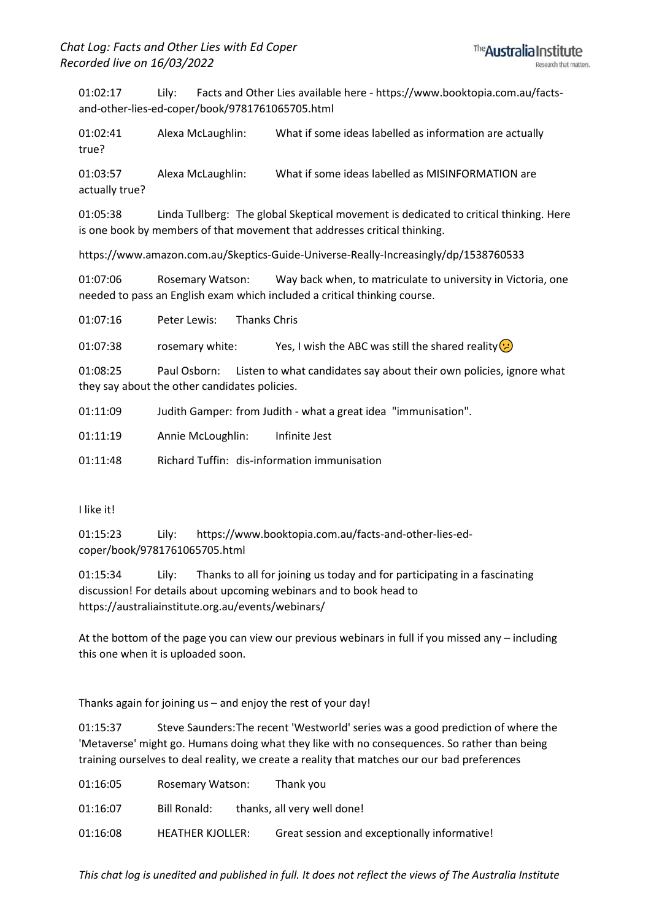01:02:17 Lily: Facts and Other Lies available here - https://www.booktopia.com.au/facts-and-other-lies-ed-coper/book/9781761065705.html

01:02:41 Alexa McLaughlin: What if some ideas labelled as information are actually true?

01:03:57 Alexa McLaughlin: What if some ideas labelled as MISINFORMATION are actually true?

01:05:38 Linda Tullberg: The global Skeptical movement is dedicated to critical thinking. Here is one book by members of that movement that addresses critical thinking.

https://www.amazon.com.au/Skeptics-Guide-Universe-Really-Increasingly/dp/1538760533

01:07:06 Rosemary Watson: Way back when, to matriculate to university in Victoria, one needed to pass an English exam which included a critical thinking course.

01:07:16 Peter Lewis: Thanks Chris

01:07:38 rosemary white: Yes, I wish the ABC was still the shared reality 😕

01:08:25 Paul Osborn: Listen to what candidates say about their own policies, ignore what they say about the other candidates policies.

01:11:09 Judith Gamper: from Judith - what a great idea "immunisation".

01:11:19 Annie McLoughlin: Infinite Jest

01:11:48 Richard Tuffin: dis-information immunisation

I like it!

01:15:23 Lily: https://www.booktopia.com.au/facts-and-other-lies-ed-coper/book/9781761065705.html

01:15:34 Lily: Thanks to all for joining us today and for participating in a fascinating discussion! For details about upcoming webinars and to book head to https://australiainstitute.org.au/events/webinars/

At the bottom of the page you can view our previous webinars in full if you missed any – including this one when it is uploaded soon.

Thanks again for joining us – and enjoy the rest of your day!

01:15:37 Steve Saunders: The recent 'Westworld' series was a good prediction of where the 'Metaverse' might go. Humans doing what they like with no consequences. So rather than being training ourselves to deal reality, we create a reality that matches our our bad preferences

01:16:05 Rosemary Watson: Thank you

01:16:07 Bill Ronald: thanks, all very well done!

01:16:08 HEATHER KJOLLER: Great session and exceptionally informative!

*This chat log is unedited and published in full. It does not reflect the views of The Australia Institute*